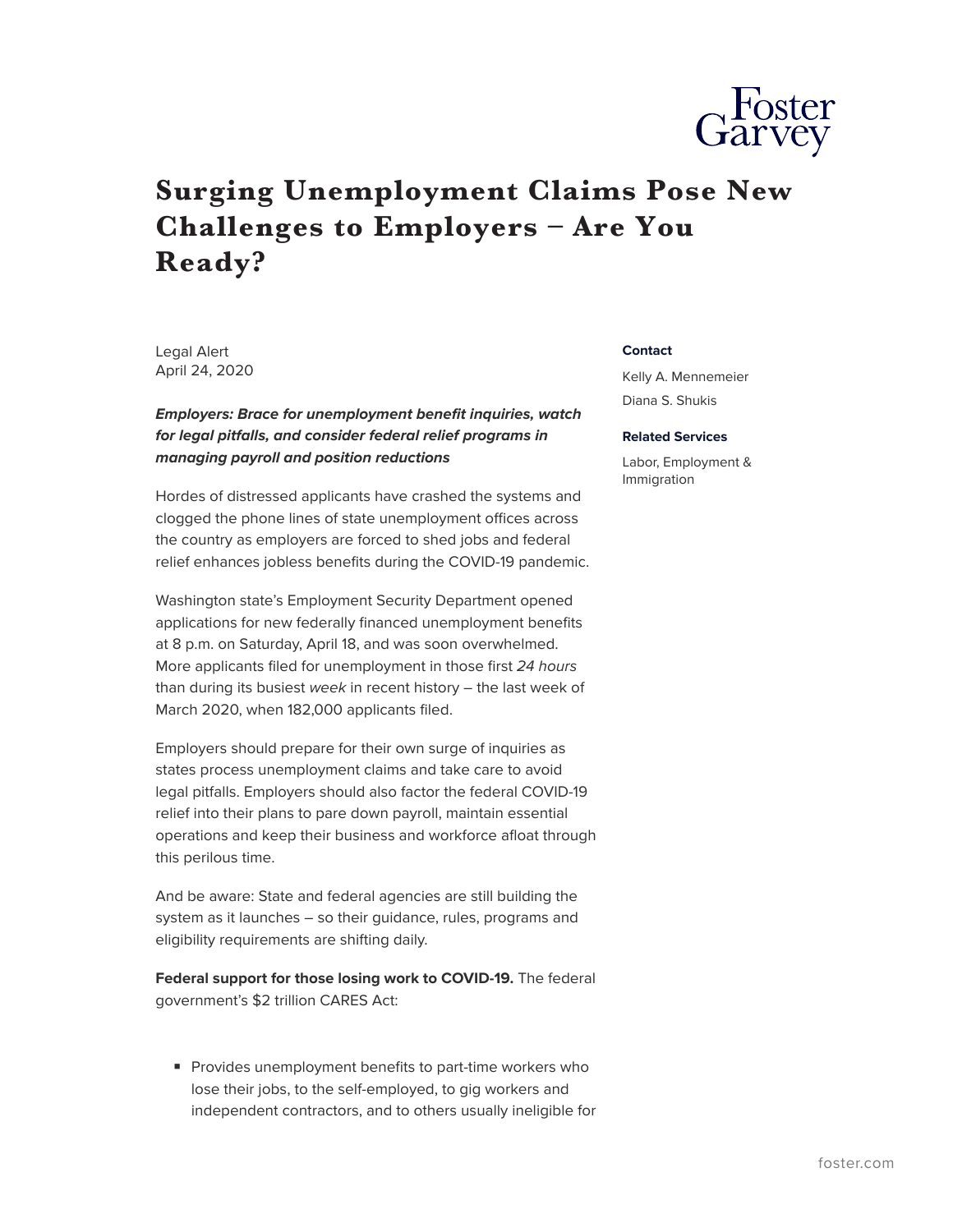# Surging Unemployment Claims Pose New Challenges to Employers – Are You Ready?

Legal Alert
April 24, 2020

**Contact**

Kelly A. Mennemeier
Diana S. Shukis

**Related Services**

Labor, Employment & Immigration

***Employers: Brace for unemployment benefit inquiries, watch for legal pitfalls, and consider federal relief programs in managing payroll and position reductions***

Hordes of distressed applicants have crashed the systems and clogged the phone lines of state unemployment offices across the country as employers are forced to shed jobs and federal relief enhances jobless benefits during the COVID-19 pandemic.

Washington state's Employment Security Department opened applications for new federally financed unemployment benefits at 8 p.m. on Saturday, April 18, and was soon overwhelmed. More applicants filed for unemployment in those first *24 hours* than during its busiest *week* in recent history – the last week of March 2020, when 182,000 applicants filed.

Employers should prepare for their own surge of inquiries as states process unemployment claims and take care to avoid legal pitfalls. Employers should also factor the federal COVID-19 relief into their plans to pare down payroll, maintain essential operations and keep their business and workforce afloat through this perilous time.

And be aware: State and federal agencies are still building the system as it launches – so their guidance, rules, programs and eligibility requirements are shifting daily.

**Federal support for those losing work to COVID-19.** The federal government's $2 trillion CARES Act:

- Provides unemployment benefits to part-time workers who lose their jobs, to the self-employed, to gig workers and independent contractors, and to others usually ineligible for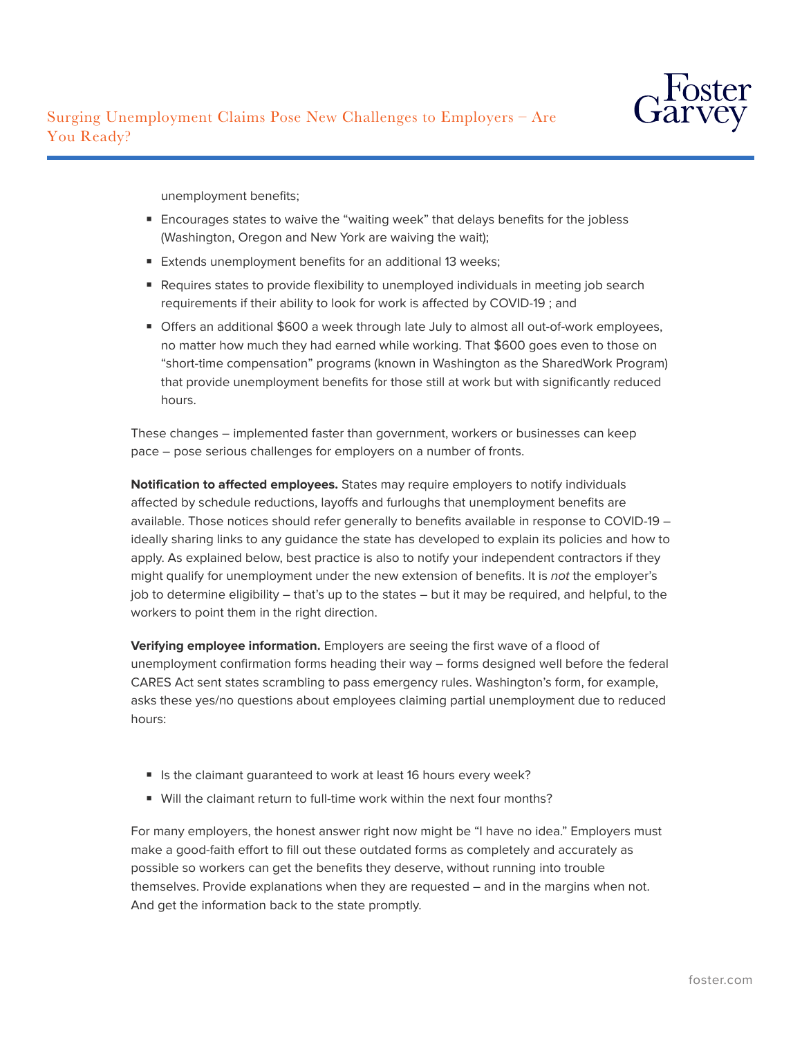unemployment benefits;

- Encourages states to waive the "waiting week" that delays benefits for the jobless (Washington, Oregon and New York are waiving the wait);
- Extends unemployment benefits for an additional 13 weeks;
- Requires states to provide flexibility to unemployed individuals in meeting job search requirements if their ability to look for work is affected by COVID-19 ; and
- Offers an additional $600 a week through late July to almost all out-of-work employees, no matter how much they had earned while working. That $600 goes even to those on "short-time compensation" programs (known in Washington as the SharedWork Program) that provide unemployment benefits for those still at work but with significantly reduced hours.

These changes – implemented faster than government, workers or businesses can keep pace – pose serious challenges for employers on a number of fronts.

**Notification to affected employees.** States may require employers to notify individuals affected by schedule reductions, layoffs and furloughs that unemployment benefits are available. Those notices should refer generally to benefits available in response to COVID-19 – ideally sharing links to any guidance the state has developed to explain its policies and how to apply. As explained below, best practice is also to notify your independent contractors if they might qualify for unemployment under the new extension of benefits. It is *not* the employer's job to determine eligibility – that's up to the states – but it may be required, and helpful, to the workers to point them in the right direction.

**Verifying employee information.** Employers are seeing the first wave of a flood of unemployment confirmation forms heading their way – forms designed well before the federal CARES Act sent states scrambling to pass emergency rules. Washington's form, for example, asks these yes/no questions about employees claiming partial unemployment due to reduced hours:

- Is the claimant guaranteed to work at least 16 hours every week?
- Will the claimant return to full-time work within the next four months?

For many employers, the honest answer right now might be "I have no idea." Employers must make a good-faith effort to fill out these outdated forms as completely and accurately as possible so workers can get the benefits they deserve, without running into trouble themselves. Provide explanations when they are requested – and in the margins when not. And get the information back to the state promptly.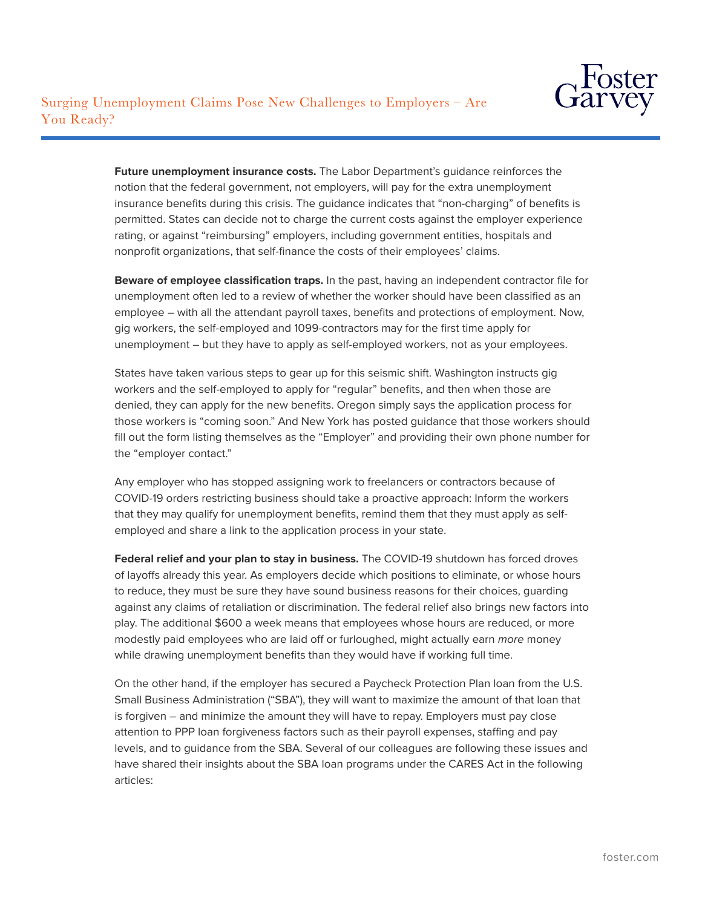**Future unemployment insurance costs.** The Labor Department's guidance reinforces the notion that the federal government, not employers, will pay for the extra unemployment insurance benefits during this crisis. The guidance indicates that "non-charging" of benefits is permitted. States can decide not to charge the current costs against the employer experience rating, or against "reimbursing" employers, including government entities, hospitals and nonprofit organizations, that self-finance the costs of their employees' claims.

**Beware of employee classification traps.** In the past, having an independent contractor file for unemployment often led to a review of whether the worker should have been classified as an employee – with all the attendant payroll taxes, benefits and protections of employment. Now, gig workers, the self-employed and 1099-contractors may for the first time apply for unemployment – but they have to apply as self-employed workers, not as your employees.

States have taken various steps to gear up for this seismic shift. Washington instructs gig workers and the self-employed to apply for "regular" benefits, and then when those are denied, they can apply for the new benefits. Oregon simply says the application process for those workers is "coming soon." And New York has posted guidance that those workers should fill out the form listing themselves as the "Employer" and providing their own phone number for the "employer contact."

Any employer who has stopped assigning work to freelancers or contractors because of COVID-19 orders restricting business should take a proactive approach: Inform the workers that they may qualify for unemployment benefits, remind them that they must apply as self-employed and share a link to the application process in your state.

**Federal relief and your plan to stay in business.** The COVID-19 shutdown has forced droves of layoffs already this year. As employers decide which positions to eliminate, or whose hours to reduce, they must be sure they have sound business reasons for their choices, guarding against any claims of retaliation or discrimination. The federal relief also brings new factors into play. The additional $600 a week means that employees whose hours are reduced, or more modestly paid employees who are laid off or furloughed, might actually earn *more* money while drawing unemployment benefits than they would have if working full time.

On the other hand, if the employer has secured a Paycheck Protection Plan loan from the U.S. Small Business Administration ("SBA"), they will want to maximize the amount of that loan that is forgiven – and minimize the amount they will have to repay. Employers must pay close attention to PPP loan forgiveness factors such as their payroll expenses, staffing and pay levels, and to guidance from the SBA. Several of our colleagues are following these issues and have shared their insights about the SBA loan programs under the CARES Act in the following articles: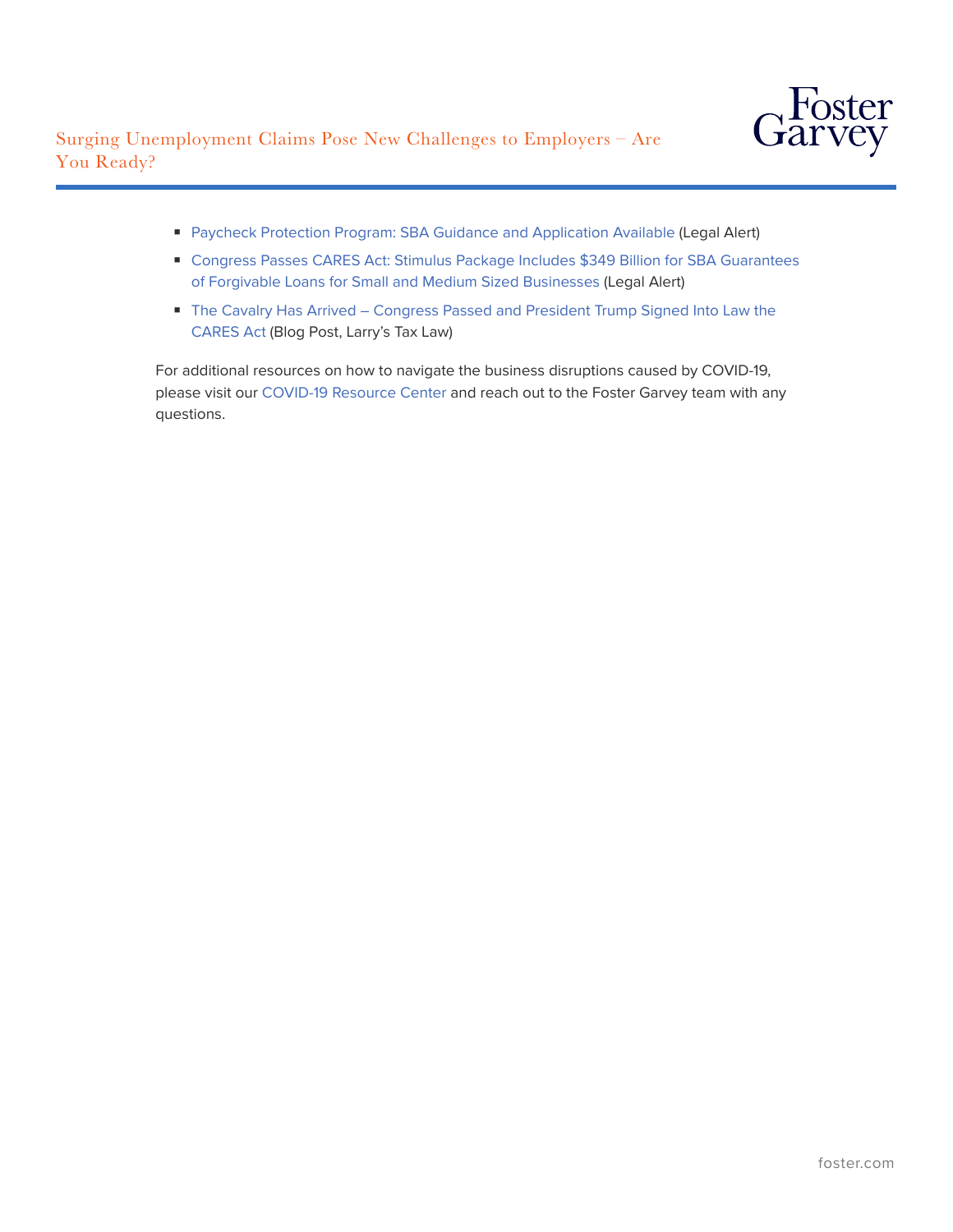- Paycheck Protection Program: SBA Guidance and Application Available (Legal Alert)
- Congress Passes CARES Act: Stimulus Package Includes $349 Billion for SBA Guarantees of Forgivable Loans for Small and Medium Sized Businesses (Legal Alert)
- The Cavalry Has Arrived – Congress Passed and President Trump Signed Into Law the CARES Act (Blog Post, Larry's Tax Law)

For additional resources on how to navigate the business disruptions caused by COVID-19, please visit our COVID-19 Resource Center and reach out to the Foster Garvey team with any questions.